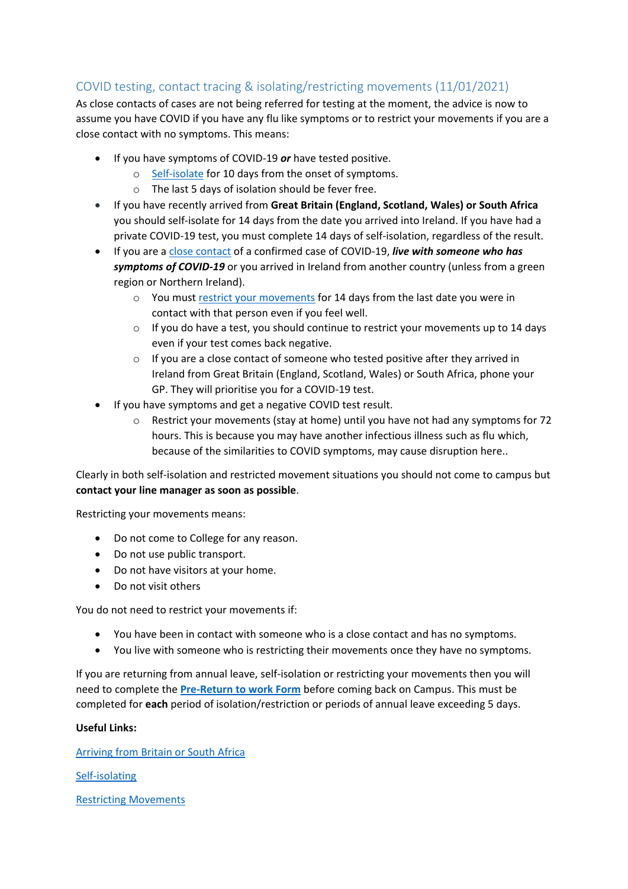## COVID testing, contact tracing & isolating/restricting movements (11/01/2021)

As close contacts of cases are not being referred for testing at the moment, the advice is now to assume you have COVID if you have any flu like symptoms or to restrict your movements if you are a close contact with no symptoms. This means:

- If you have symptoms of COVID-19 ***or*** have tested positive.
    - Self-isolate for 10 days from the onset of symptoms.
    - The last 5 days of isolation should be fever free.
- If you have recently arrived from **Great Britain (England, Scotland, Wales) or South Africa** you should self-isolate for 14 days from the date you arrived into Ireland. If you have had a private COVID-19 test, you must complete 14 days of self-isolation, regardless of the result.
- If you are a close contact of a confirmed case of COVID-19, ***live with someone who has symptoms of COVID-19*** or you arrived in Ireland from another country (unless from a green region or Northern Ireland).
    - You must restrict your movements for 14 days from the last date you were in contact with that person even if you feel well.
    - If you do have a test, you should continue to restrict your movements up to 14 days even if your test comes back negative.
    - If you are a close contact of someone who tested positive after they arrived in Ireland from Great Britain (England, Scotland, Wales) or South Africa, phone your GP. They will prioritise you for a COVID-19 test.
- If you have symptoms and get a negative COVID test result.
    - Restrict your movements (stay at home) until you have not had any symptoms for 72 hours. This is because you may have another infectious illness such as flu which, because of the similarities to COVID symptoms, may cause disruption here..

Clearly in both self-isolation and restricted movement situations you should not come to campus but **contact your line manager as soon as possible**.

Restricting your movements means:

- Do not come to College for any reason.
- Do not use public transport.
- Do not have visitors at your home.
- Do not visit others

You do not need to restrict your movements if:

- You have been in contact with someone who is a close contact and has no symptoms.
- You live with someone who is restricting their movements once they have no symptoms.

If you are returning from annual leave, self-isolation or restricting your movements then you will need to complete the **Pre-Return to work Form** before coming back on Campus. This must be completed for **each** period of isolation/restriction or periods of annual leave exceeding 5 days.

**Useful Links:**

Arriving from Britain or South Africa

Self-isolating

Restricting Movements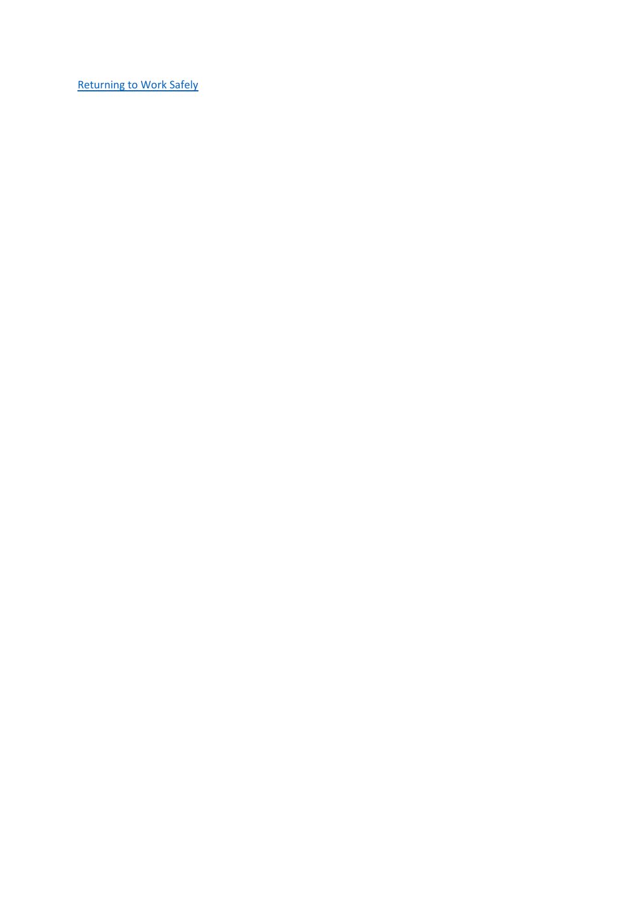Returning to Work Safely